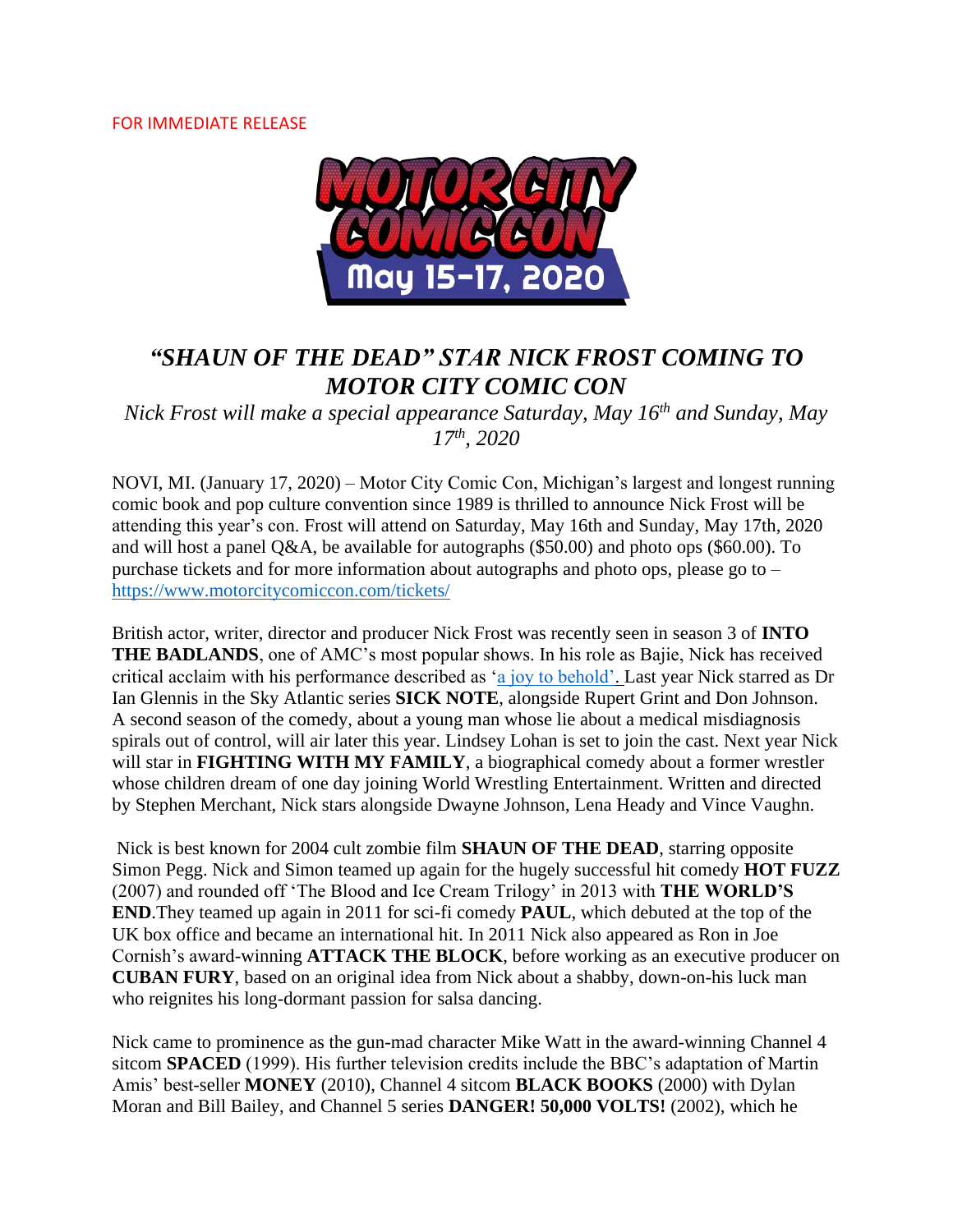FOR IMMEDIATE RELEASE

MOTOR CITY COMIC CON

May 15-17, 2020

# *"SHAUN OF THE DEAD" STAR NICK FROST COMING TO MOTOR CITY COMIC CON*

*Nick Frost will make a special appearance Saturday, May 16th and Sunday, May 17th, 2020*

NOVI, MI. (January 17, 2020) – Motor City Comic Con, Michigan's largest and longest running comic book and pop culture convention since 1989 is thrilled to announce Nick Frost will be attending this year's con. Frost will attend on Saturday, May 16th and Sunday, May 17th, 2020 and will host a panel Q&A, be available for autographs ($50.00) and photo ops ($60.00). To purchase tickets and for more information about autographs and photo ops, please go to – https://www.motorcitycomiccon.com/tickets/

British actor, writer, director and producer Nick Frost was recently seen in season 3 of **INTO THE BADLANDS**, one of AMC's most popular shows. In his role as Bajie, Nick has received critical acclaim with his performance described as 'a joy to behold'. Last year Nick starred as Dr Ian Glennis in the Sky Atlantic series **SICK NOTE**, alongside Rupert Grint and Don Johnson. A second season of the comedy, about a young man whose lie about a medical misdiagnosis spirals out of control, will air later this year. Lindsey Lohan is set to join the cast. Next year Nick will star in **FIGHTING WITH MY FAMILY**, a biographical comedy about a former wrestler whose children dream of one day joining World Wrestling Entertainment. Written and directed by Stephen Merchant, Nick stars alongside Dwayne Johnson, Lena Heady and Vince Vaughn.

Nick is best known for 2004 cult zombie film **SHAUN OF THE DEAD**, starring opposite Simon Pegg. Nick and Simon teamed up again for the hugely successful hit comedy **HOT FUZZ** (2007) and rounded off 'The Blood and Ice Cream Trilogy' in 2013 with **THE WORLD'S END**.They teamed up again in 2011 for sci-fi comedy **PAUL**, which debuted at the top of the UK box office and became an international hit. In 2011 Nick also appeared as Ron in Joe Cornish's award-winning **ATTACK THE BLOCK**, before working as an executive producer on **CUBAN FURY**, based on an original idea from Nick about a shabby, down-on-his luck man who reignites his long-dormant passion for salsa dancing.

Nick came to prominence as the gun-mad character Mike Watt in the award-winning Channel 4 sitcom **SPACED** (1999). His further television credits include the BBC's adaptation of Martin Amis' best-seller **MONEY** (2010), Channel 4 sitcom **BLACK BOOKS** (2000) with Dylan Moran and Bill Bailey, and Channel 5 series **DANGER! 50,000 VOLTS!** (2002), which he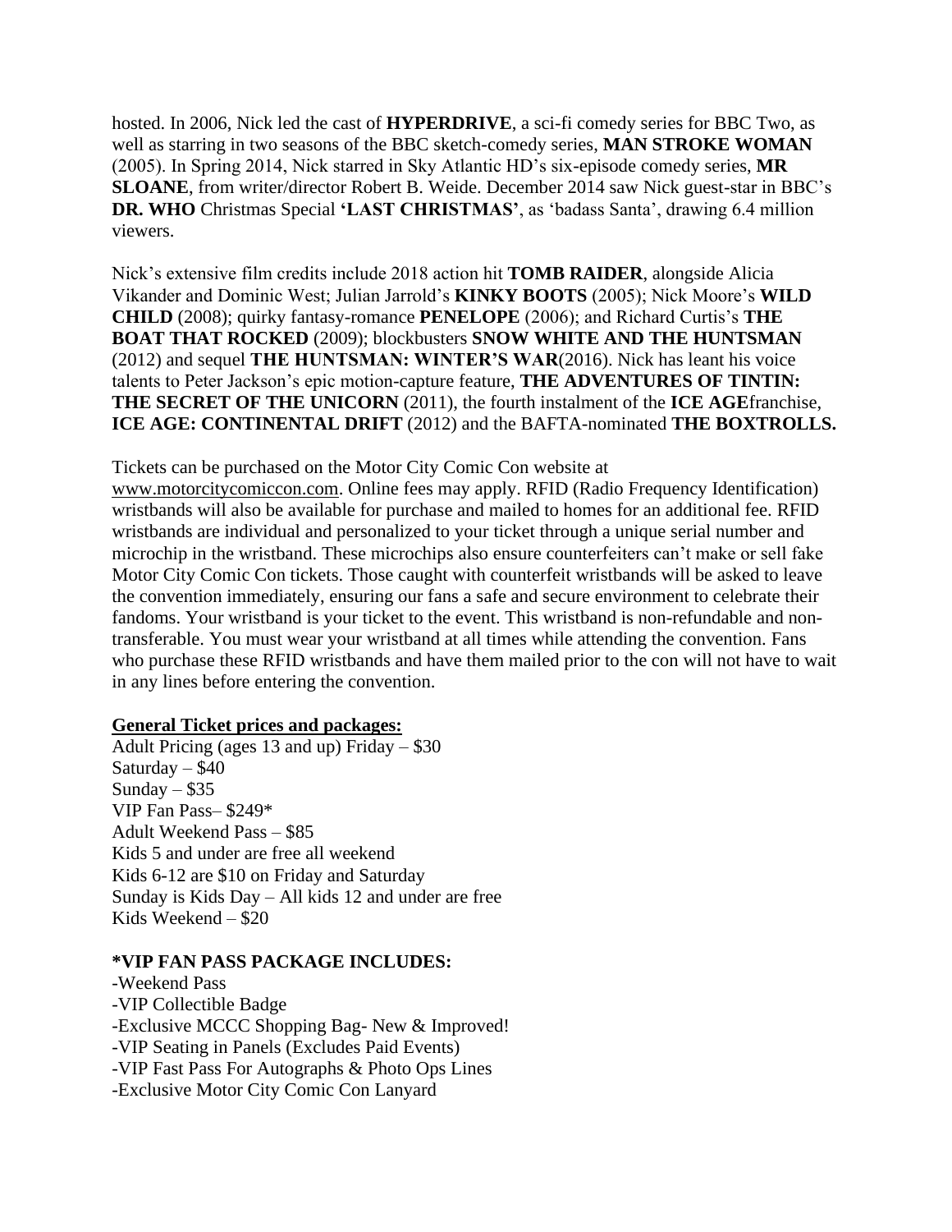hosted. In 2006, Nick led the cast of **HYPERDRIVE**, a sci-fi comedy series for BBC Two, as well as starring in two seasons of the BBC sketch-comedy series, **MAN STROKE WOMAN** (2005). In Spring 2014, Nick starred in Sky Atlantic HD's six-episode comedy series, **MR SLOANE**, from writer/director Robert B. Weide. December 2014 saw Nick guest-star in BBC's **DR. WHO** Christmas Special **'LAST CHRISTMAS'**, as 'badass Santa', drawing 6.4 million viewers.

Nick's extensive film credits include 2018 action hit **TOMB RAIDER**, alongside Alicia Vikander and Dominic West; Julian Jarrold's **KINKY BOOTS** (2005); Nick Moore's **WILD CHILD** (2008); quirky fantasy-romance **PENELOPE** (2006); and Richard Curtis's **THE BOAT THAT ROCKED** (2009); blockbusters **SNOW WHITE AND THE HUNTSMAN** (2012) and sequel **THE HUNTSMAN: WINTER'S WAR**(2016). Nick has leant his voice talents to Peter Jackson's epic motion-capture feature, **THE ADVENTURES OF TINTIN: THE SECRET OF THE UNICORN** (2011), the fourth instalment of the **ICE AGE**franchise, **ICE AGE: CONTINENTAL DRIFT** (2012) and the BAFTA-nominated **THE BOXTROLLS.**

Tickets can be purchased on the Motor City Comic Con website at www.motorcitycomiccon.com. Online fees may apply. RFID (Radio Frequency Identification) wristbands will also be available for purchase and mailed to homes for an additional fee. RFID wristbands are individual and personalized to your ticket through a unique serial number and microchip in the wristband. These microchips also ensure counterfeiters can't make or sell fake Motor City Comic Con tickets. Those caught with counterfeit wristbands will be asked to leave the convention immediately, ensuring our fans a safe and secure environment to celebrate their fandoms. Your wristband is your ticket to the event. This wristband is non-refundable and non-transferable. You must wear your wristband at all times while attending the convention. Fans who purchase these RFID wristbands and have them mailed prior to the con will not have to wait in any lines before entering the convention.

**General Ticket prices and packages:**

Adult Pricing (ages 13 and up) Friday – $30
Saturday – $40
Sunday – $35
VIP Fan Pass– $249*
Adult Weekend Pass – $85
Kids 5 and under are free all weekend
Kids 6-12 are $10 on Friday and Saturday
Sunday is Kids Day – All kids 12 and under are free
Kids Weekend – $20

**\*VIP FAN PASS PACKAGE INCLUDES:**

-Weekend Pass
-VIP Collectible Badge
-Exclusive MCCC Shopping Bag- New & Improved!
-VIP Seating in Panels (Excludes Paid Events)
-VIP Fast Pass For Autographs & Photo Ops Lines
-Exclusive Motor City Comic Con Lanyard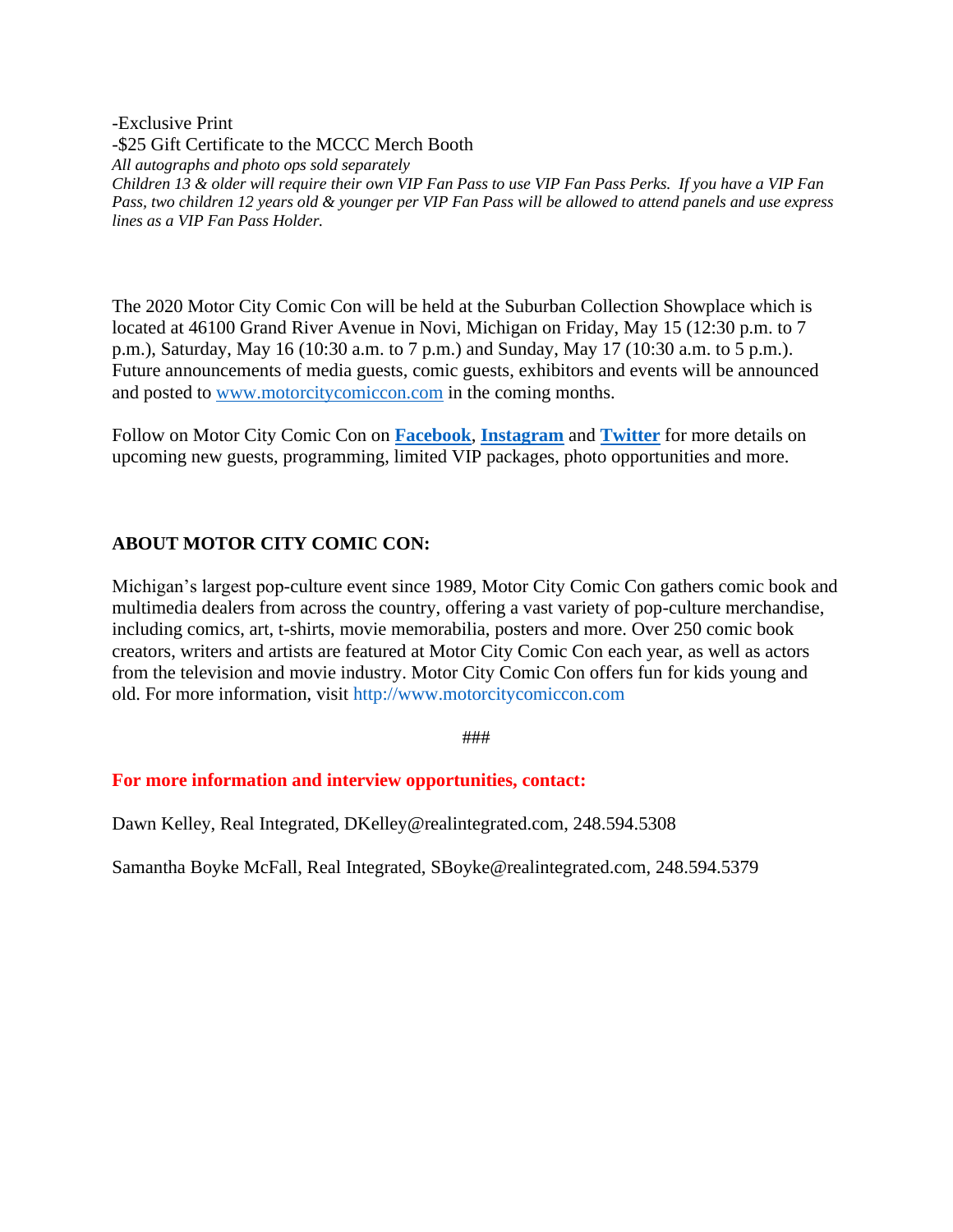-Exclusive Print
-$25 Gift Certificate to the MCCC Merch Booth
*All autographs and photo ops sold separately*
*Children 13 & older will require their own VIP Fan Pass to use VIP Fan Pass Perks. If you have a VIP Fan Pass, two children 12 years old & younger per VIP Fan Pass will be allowed to attend panels and use express lines as a VIP Fan Pass Holder.*

The 2020 Motor City Comic Con will be held at the Suburban Collection Showplace which is located at 46100 Grand River Avenue in Novi, Michigan on Friday, May 15 (12:30 p.m. to 7 p.m.), Saturday, May 16 (10:30 a.m. to 7 p.m.) and Sunday, May 17 (10:30 a.m. to 5 p.m.). Future announcements of media guests, comic guests, exhibitors and events will be announced and posted to www.motorcitycomiccon.com in the coming months.

Follow on Motor City Comic Con on **Facebook**, **Instagram** and **Twitter** for more details on upcoming new guests, programming, limited VIP packages, photo opportunities and more.

**ABOUT MOTOR CITY COMIC CON:**

Michigan's largest pop-culture event since 1989, Motor City Comic Con gathers comic book and multimedia dealers from across the country, offering a vast variety of pop-culture merchandise, including comics, art, t-shirts, movie memorabilia, posters and more. Over 250 comic book creators, writers and artists are featured at Motor City Comic Con each year, as well as actors from the television and movie industry. Motor City Comic Con offers fun for kids young and old. For more information, visit http://www.motorcitycomiccon.com

###

**For more information and interview opportunities, contact:**

Dawn Kelley, Real Integrated, DKelley@realintegrated.com, 248.594.5308

Samantha Boyke McFall, Real Integrated, SBoyke@realintegrated.com, 248.594.5379